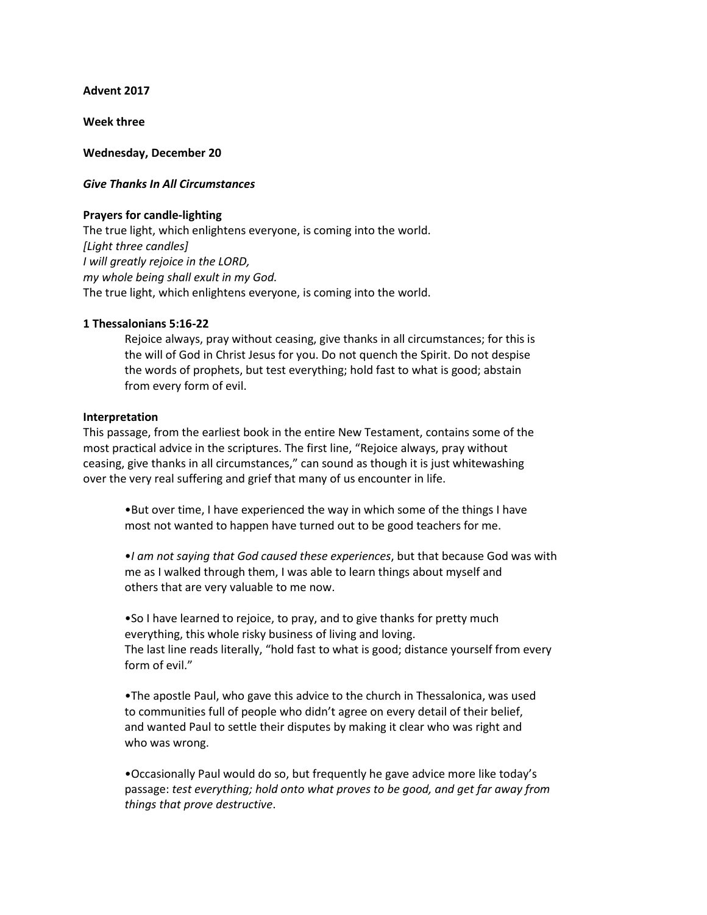**Advent 2017**

**Week three**

**Wednesday, December 20**

***Give Thanks In All Circumstances***

**Prayers for candle-lighting**

The true light, which enlightens everyone, is coming into the world.
*[Light three candles]*
*I will greatly rejoice in the LORD,*
*my whole being shall exult in my God.*
The true light, which enlightens everyone, is coming into the world.

**1 Thessalonians 5:16-22**

> Rejoice always, pray without ceasing, give thanks in all circumstances; for this is the will of God in Christ Jesus for you. Do not quench the Spirit. Do not despise the words of prophets, but test everything; hold fast to what is good; abstain from every form of evil.

**Interpretation**

This passage, from the earliest book in the entire New Testament, contains some of the most practical advice in the scriptures. The first line, "Rejoice always, pray without ceasing, give thanks in all circumstances," can sound as though it is just whitewashing over the very real suffering and grief that many of us encounter in life.

- But over time, I have experienced the way in which some of the things I have most not wanted to happen have turned out to be good teachers for me.

- *I am not saying that God caused these experiences*, but that because God was with me as I walked through them, I was able to learn things about myself and others that are very valuable to me now.

- So I have learned to rejoice, to pray, and to give thanks for pretty much everything, this whole risky business of living and loving.
  The last line reads literally, "hold fast to what is good; distance yourself from every form of evil."

- The apostle Paul, who gave this advice to the church in Thessalonica, was used to communities full of people who didn't agree on every detail of their belief, and wanted Paul to settle their disputes by making it clear who was right and who was wrong.

- Occasionally Paul would do so, but frequently he gave advice more like today's passage: *test everything; hold onto what proves to be good, and get far away from things that prove destructive*.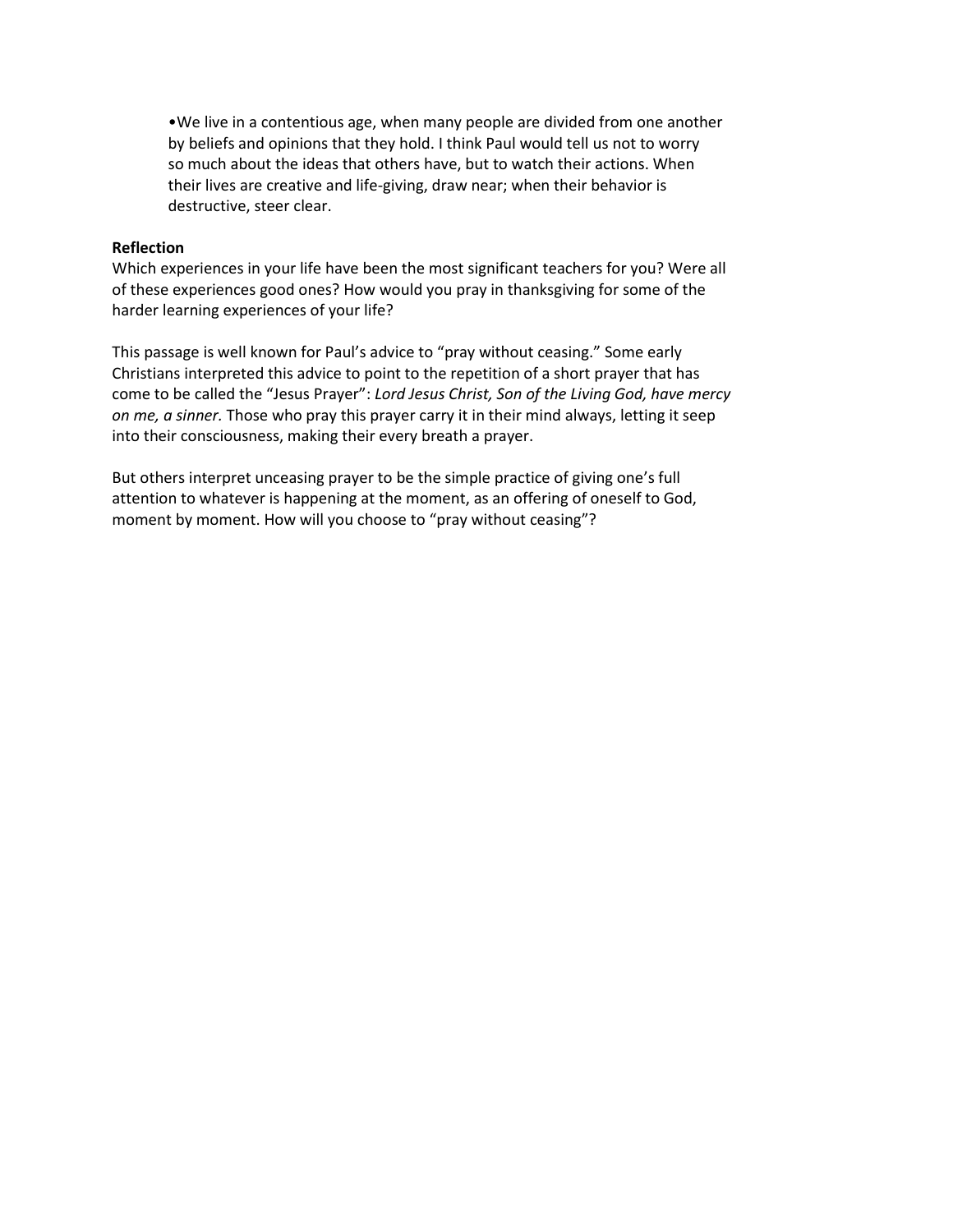- We live in a contentious age, when many people are divided from one another by beliefs and opinions that they hold. I think Paul would tell us not to worry so much about the ideas that others have, but to watch their actions. When their lives are creative and life-giving, draw near; when their behavior is destructive, steer clear.

**Reflection**

Which experiences in your life have been the most significant teachers for you? Were all of these experiences good ones? How would you pray in thanksgiving for some of the harder learning experiences of your life?

This passage is well known for Paul's advice to "pray without ceasing." Some early Christians interpreted this advice to point to the repetition of a short prayer that has come to be called the "Jesus Prayer": *Lord Jesus Christ, Son of the Living God, have mercy on me, a sinner.* Those who pray this prayer carry it in their mind always, letting it seep into their consciousness, making their every breath a prayer.

But others interpret unceasing prayer to be the simple practice of giving one's full attention to whatever is happening at the moment, as an offering of oneself to God, moment by moment. How will you choose to "pray without ceasing"?